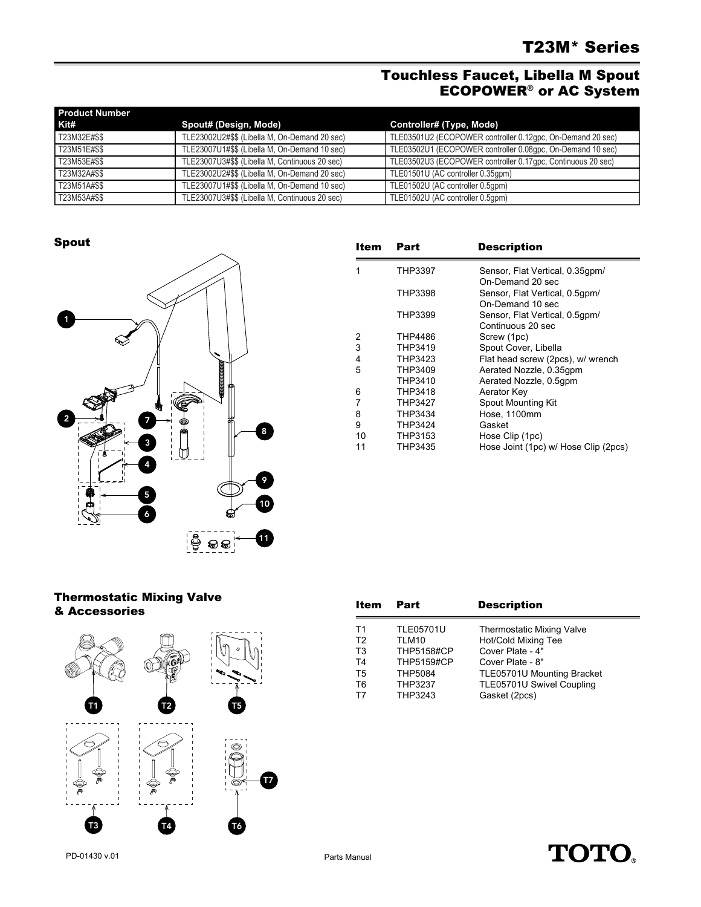# T23M* Series

## Touchless Faucet, Libella M Spout ECOPOWER® or AC System

| Product Number Kit# | Spout# (Design, Mode) | Controller# (Type, Mode) |
|---|---|---|
| T23M32E#$$ | TLE23002U2#$$ (Libella M, On-Demand 20 sec) | TLE03501U2 (ECOPOWER controller 0.12gpc, On-Demand 20 sec) |
| T23M51E#$$ | TLE23007U1#$$ (Libella M, On-Demand 10 sec) | TLE03502U1 (ECOPOWER controller 0.08gpc, On-Demand 10 sec) |
| T23M53E#$$ | TLE23007U3#$$ (Libella M, Continuous 20 sec) | TLE03502U3 (ECOPOWER controller 0.17gpc, Continuous 20 sec) |
| T23M32A#$$ | TLE23002U2#$$ (Libella M, On-Demand 20 sec) | TLE01501U (AC controller 0.35gpm) |
| T23M51A#$$ | TLE23007U1#$$ (Libella M, On-Demand 10 sec) | TLE01502U (AC controller 0.5gpm) |
| T23M53A#$$ | TLE23007U3#$$ (Libella M, Continuous 20 sec) | TLE01502U (AC controller 0.5gpm) |

### Spout

| Item | Part | Description |
|---|---|---|
| 1 | THP3397 | Sensor, Flat Vertical, 0.35gpm/ On-Demand 20 sec |
| | THP3398 | Sensor, Flat Vertical, 0.5gpm/ On-Demand 10 sec |
| | THP3399 | Sensor, Flat Vertical, 0.5gpm/ Continuous 20 sec |
| 2 | THP4486 | Screw (1pc) |
| 3 | THP3419 | Spout Cover, Libella |
| 4 | THP3423 | Flat head screw (2pcs), w/ wrench |
| 5 | THP3409 | Aerated Nozzle, 0.35gpm |
| | THP3410 | Aerated Nozzle, 0.5gpm |
| 6 | THP3418 | Aerator Key |
| 7 | THP3427 | Spout Mounting Kit |
| 8 | THP3434 | Hose, 1100mm |
| 9 | THP3424 | Gasket |
| 10 | THP3153 | Hose Clip (1pc) |
| 11 | THP3435 | Hose Joint (1pc) w/ Hose Clip (2pcs) |

### Thermostatic Mixing Valve & Accessories

| Item | Part | Description |
|---|---|---|
| T1 | TLE05701U | Thermostatic Mixing Valve |
| T2 | TLM10 | Hot/Cold Mixing Tee |
| T3 | THP5158#CP | Cover Plate - 4" |
| T4 | THP5159#CP | Cover Plate - 8" |
| T5 | THP5084 | TLE05701U Mounting Bracket |
| T6 | THP3237 | TLE05701U Swivel Coupling |
| T7 | THP3243 | Gasket (2pcs) |

PD-01430 v.01

Parts Manual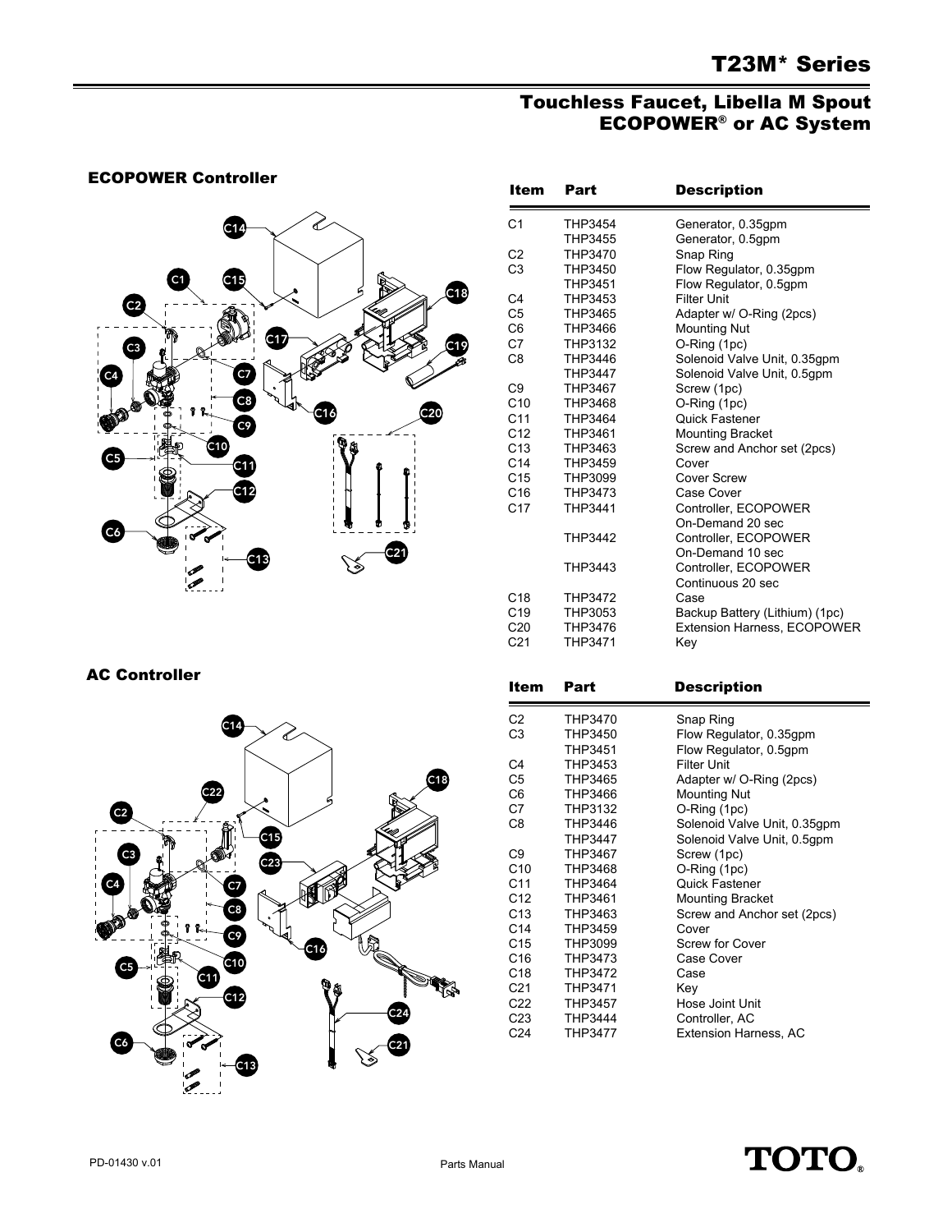# T23M* Series

## Touchless Faucet, Libella M Spout ECOPOWER® or AC System

### ECOPOWER Controller

| Item | Part | Description |
|---|---|---|
| C1 | THP3454 | Generator, 0.35gpm |
| | THP3455 | Generator, 0.5gpm |
| C2 | THP3470 | Snap Ring |
| C3 | THP3450 | Flow Regulator, 0.35gpm |
| | THP3451 | Flow Regulator, 0.5gpm |
| C4 | THP3453 | Filter Unit |
| C5 | THP3465 | Adapter w/ O-Ring (2pcs) |
| C6 | THP3466 | Mounting Nut |
| C7 | THP3132 | O-Ring (1pc) |
| C8 | THP3446 | Solenoid Valve Unit, 0.35gpm |
| | THP3447 | Solenoid Valve Unit, 0.5gpm |
| C9 | THP3467 | Screw (1pc) |
| C10 | THP3468 | O-Ring (1pc) |
| C11 | THP3464 | Quick Fastener |
| C12 | THP3461 | Mounting Bracket |
| C13 | THP3463 | Screw and Anchor set (2pcs) |
| C14 | THP3459 | Cover |
| C15 | THP3099 | Cover Screw |
| C16 | THP3473 | Case Cover |
| C17 | THP3441 | Controller, ECOPOWER On-Demand 20 sec |
| | THP3442 | Controller, ECOPOWER On-Demand 10 sec |
| | THP3443 | Controller, ECOPOWER Continuous 20 sec |
| C18 | THP3472 | Case |
| C19 | THP3053 | Backup Battery (Lithium) (1pc) |
| C20 | THP3476 | Extension Harness, ECOPOWER |
| C21 | THP3471 | Key |

### AC Controller

| Item | Part | Description |
|---|---|---|
| C2 | THP3470 | Snap Ring |
| C3 | THP3450 | Flow Regulator, 0.35gpm |
| | THP3451 | Flow Regulator, 0.5gpm |
| C4 | THP3453 | Filter Unit |
| C5 | THP3465 | Adapter w/ O-Ring (2pcs) |
| C6 | THP3466 | Mounting Nut |
| C7 | THP3132 | O-Ring (1pc) |
| C8 | THP3446 | Solenoid Valve Unit, 0.35gpm |
| | THP3447 | Solenoid Valve Unit, 0.5gpm |
| C9 | THP3467 | Screw (1pc) |
| C10 | THP3468 | O-Ring (1pc) |
| C11 | THP3464 | Quick Fastener |
| C12 | THP3461 | Mounting Bracket |
| C13 | THP3463 | Screw and Anchor set (2pcs) |
| C14 | THP3459 | Cover |
| C15 | THP3099 | Screw for Cover |
| C16 | THP3473 | Case Cover |
| C18 | THP3472 | Case |
| C21 | THP3471 | Key |
| C22 | THP3457 | Hose Joint Unit |
| C23 | THP3444 | Controller, AC |
| C24 | THP3477 | Extension Harness, AC |

PD-01430 v.01

Parts Manual

TOTO